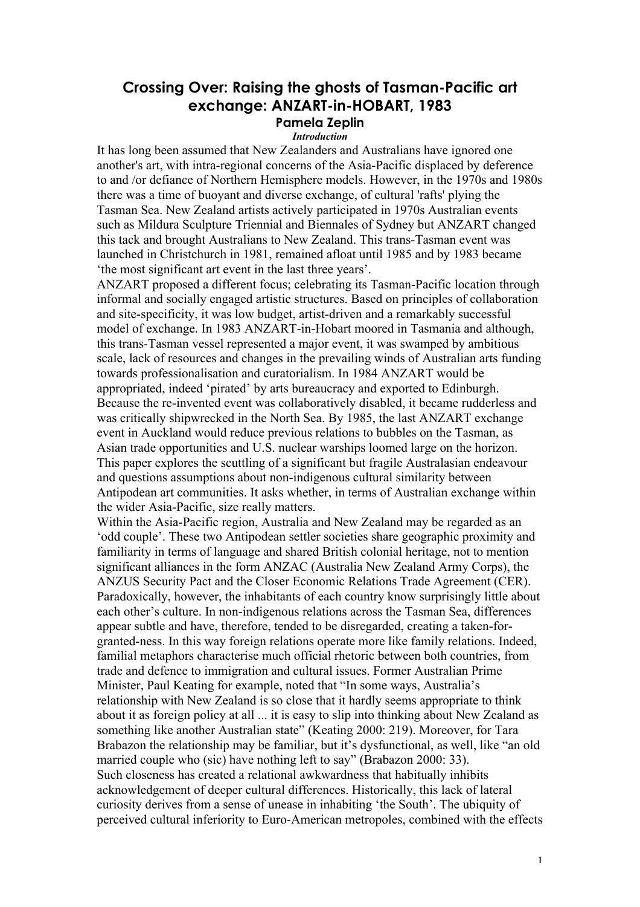# Crossing Over: Raising the ghosts of Tasman-Pacific art exchange: ANZART-in-HOBART, 1983

**Pamela Zeplin**

***Introduction***

It has long been assumed that New Zealanders and Australians have ignored one another's art, with intra-regional concerns of the Asia-Pacific displaced by deference to and /or defiance of Northern Hemisphere models. However, in the 1970s and 1980s there was a time of buoyant and diverse exchange, of cultural 'rafts' plying the Tasman Sea. New Zealand artists actively participated in 1970s Australian events such as Mildura Sculpture Triennial and Biennales of Sydney but ANZART changed this tack and brought Australians to New Zealand. This trans-Tasman event was launched in Christchurch in 1981, remained afloat until 1985 and by 1983 became 'the most significant art event in the last three years'.

ANZART proposed a different focus; celebrating its Tasman-Pacific location through informal and socially engaged artistic structures. Based on principles of collaboration and site-specificity, it was low budget, artist-driven and a remarkably successful model of exchange. In 1983 ANZART-in-Hobart moored in Tasmania and although, this trans-Tasman vessel represented a major event, it was swamped by ambitious scale, lack of resources and changes in the prevailing winds of Australian arts funding towards professionalisation and curatorialism. In 1984 ANZART would be appropriated, indeed 'pirated' by arts bureaucracy and exported to Edinburgh. Because the re-invented event was collaboratively disabled, it became rudderless and was critically shipwrecked in the North Sea. By 1985, the last ANZART exchange event in Auckland would reduce previous relations to bubbles on the Tasman, as Asian trade opportunities and U.S. nuclear warships loomed large on the horizon. This paper explores the scuttling of a significant but fragile Australasian endeavour and questions assumptions about non-indigenous cultural similarity between Antipodean art communities. It asks whether, in terms of Australian exchange within the wider Asia-Pacific, size really matters.

Within the Asia-Pacific region, Australia and New Zealand may be regarded as an 'odd couple'. These two Antipodean settler societies share geographic proximity and familiarity in terms of language and shared British colonial heritage, not to mention significant alliances in the form ANZAC (Australia New Zealand Army Corps), the ANZUS Security Pact and the Closer Economic Relations Trade Agreement (CER). Paradoxically, however, the inhabitants of each country know surprisingly little about each other's culture. In non-indigenous relations across the Tasman Sea, differences appear subtle and have, therefore, tended to be disregarded, creating a taken-for-granted-ness. In this way foreign relations operate more like family relations. Indeed, familial metaphors characterise much official rhetoric between both countries, from trade and defence to immigration and cultural issues. Former Australian Prime Minister, Paul Keating for example, noted that "In some ways, Australia's relationship with New Zealand is so close that it hardly seems appropriate to think about it as foreign policy at all ... it is easy to slip into thinking about New Zealand as something like another Australian state" (Keating 2000: 219). Moreover, for Tara Brabazon the relationship may be familiar, but it's dysfunctional, as well, like "an old married couple who (sic) have nothing left to say" (Brabazon 2000: 33).

Such closeness has created a relational awkwardness that habitually inhibits acknowledgement of deeper cultural differences. Historically, this lack of lateral curiosity derives from a sense of unease in inhabiting 'the South'. The ubiquity of perceived cultural inferiority to Euro-American metropoles, combined with the effects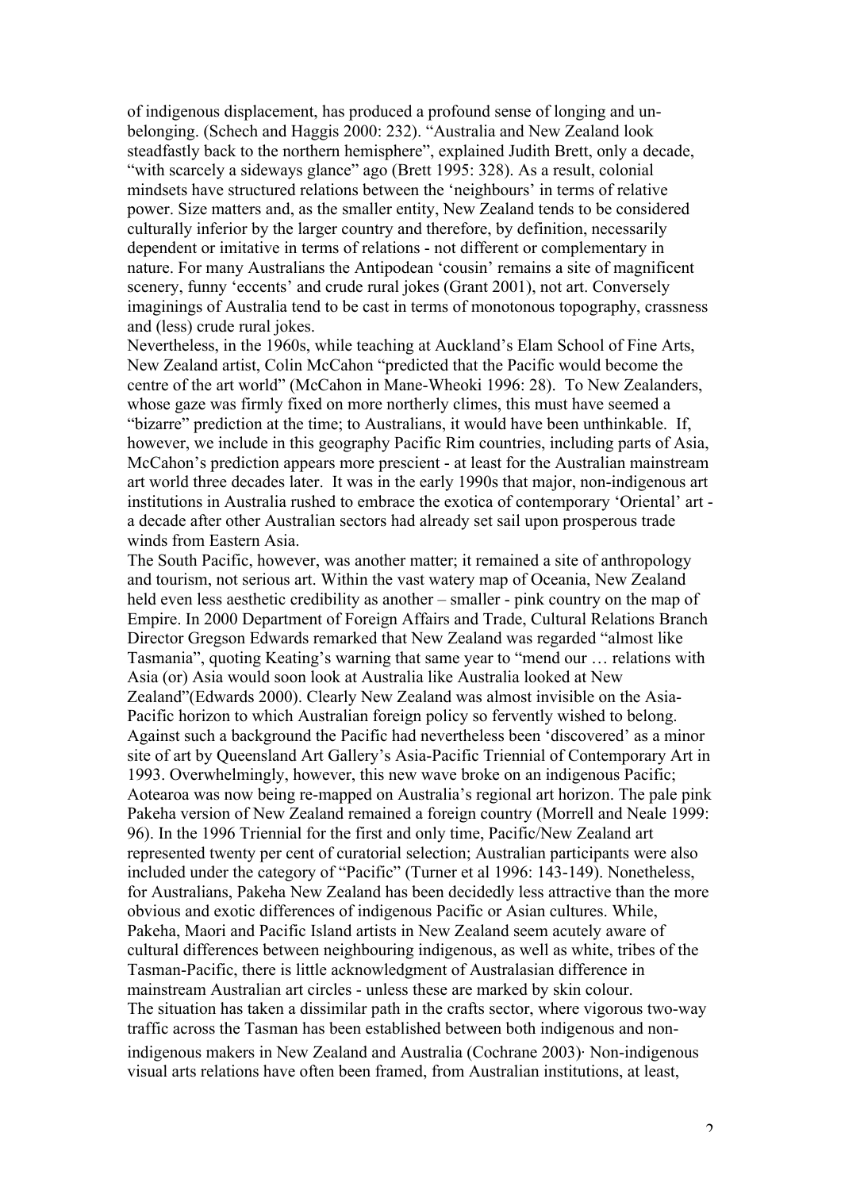of indigenous displacement, has produced a profound sense of longing and un-belonging. (Schech and Haggis 2000: 232). "Australia and New Zealand look steadfastly back to the northern hemisphere", explained Judith Brett, only a decade, "with scarcely a sideways glance" ago (Brett 1995: 328). As a result, colonial mindsets have structured relations between the 'neighbours' in terms of relative power. Size matters and, as the smaller entity, New Zealand tends to be considered culturally inferior by the larger country and therefore, by definition, necessarily dependent or imitative in terms of relations - not different or complementary in nature. For many Australians the Antipodean 'cousin' remains a site of magnificent scenery, funny 'eccents' and crude rural jokes (Grant 2001), not art. Conversely imaginings of Australia tend to be cast in terms of monotonous topography, crassness and (less) crude rural jokes.

Nevertheless, in the 1960s, while teaching at Auckland's Elam School of Fine Arts, New Zealand artist, Colin McCahon "predicted that the Pacific would become the centre of the art world" (McCahon in Mane-Wheoki 1996: 28). To New Zealanders, whose gaze was firmly fixed on more northerly climes, this must have seemed a "bizarre" prediction at the time; to Australians, it would have been unthinkable. If, however, we include in this geography Pacific Rim countries, including parts of Asia, McCahon's prediction appears more prescient - at least for the Australian mainstream art world three decades later. It was in the early 1990s that major, non-indigenous art institutions in Australia rushed to embrace the exotica of contemporary 'Oriental' art - a decade after other Australian sectors had already set sail upon prosperous trade winds from Eastern Asia.

The South Pacific, however, was another matter; it remained a site of anthropology and tourism, not serious art. Within the vast watery map of Oceania, New Zealand held even less aesthetic credibility as another – smaller - pink country on the map of Empire. In 2000 Department of Foreign Affairs and Trade, Cultural Relations Branch Director Gregson Edwards remarked that New Zealand was regarded "almost like Tasmania", quoting Keating's warning that same year to "mend our … relations with Asia (or) Asia would soon look at Australia like Australia looked at New Zealand"(Edwards 2000). Clearly New Zealand was almost invisible on the Asia-Pacific horizon to which Australian foreign policy so fervently wished to belong. Against such a background the Pacific had nevertheless been 'discovered' as a minor site of art by Queensland Art Gallery's Asia-Pacific Triennial of Contemporary Art in 1993. Overwhelmingly, however, this new wave broke on an indigenous Pacific; Aotearoa was now being re-mapped on Australia's regional art horizon. The pale pink Pakeha version of New Zealand remained a foreign country (Morrell and Neale 1999: 96). In the 1996 Triennial for the first and only time, Pacific/New Zealand art represented twenty per cent of curatorial selection; Australian participants were also included under the category of "Pacific" (Turner et al 1996: 143-149). Nonetheless, for Australians, Pakeha New Zealand has been decidedly less attractive than the more obvious and exotic differences of indigenous Pacific or Asian cultures. While, Pakeha, Maori and Pacific Island artists in New Zealand seem acutely aware of cultural differences between neighbouring indigenous, as well as white, tribes of the Tasman-Pacific, there is little acknowledgment of Australasian difference in mainstream Australian art circles - unless these are marked by skin colour.

The situation has taken a dissimilar path in the crafts sector, where vigorous two-way traffic across the Tasman has been established between both indigenous and non-indigenous makers in New Zealand and Australia (Cochrane 2003)· Non-indigenous visual arts relations have often been framed, from Australian institutions, at least,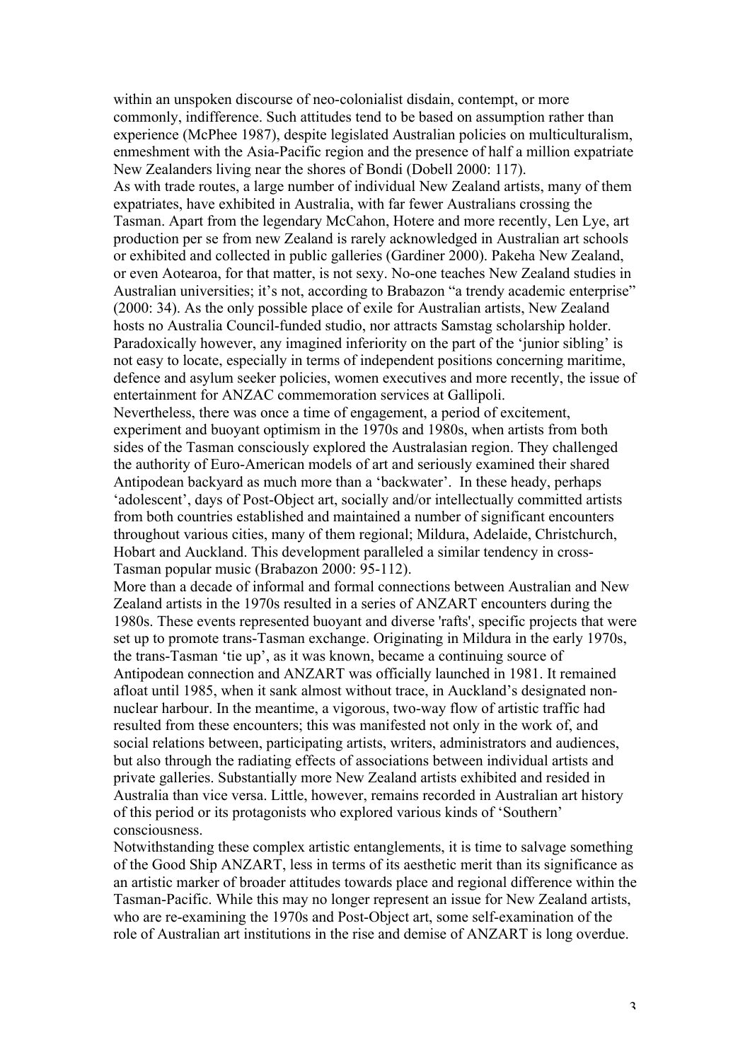within an unspoken discourse of neo-colonialist disdain, contempt, or more commonly, indifference. Such attitudes tend to be based on assumption rather than experience (McPhee 1987), despite legislated Australian policies on multiculturalism, enmeshment with the Asia-Pacific region and the presence of half a million expatriate New Zealanders living near the shores of Bondi (Dobell 2000: 117).

As with trade routes, a large number of individual New Zealand artists, many of them expatriates, have exhibited in Australia, with far fewer Australians crossing the Tasman. Apart from the legendary McCahon, Hotere and more recently, Len Lye, art production per se from new Zealand is rarely acknowledged in Australian art schools or exhibited and collected in public galleries (Gardiner 2000). Pakeha New Zealand, or even Aotearoa, for that matter, is not sexy. No-one teaches New Zealand studies in Australian universities; it's not, according to Brabazon "a trendy academic enterprise" (2000: 34). As the only possible place of exile for Australian artists, New Zealand hosts no Australia Council-funded studio, nor attracts Samstag scholarship holder. Paradoxically however, any imagined inferiority on the part of the 'junior sibling' is not easy to locate, especially in terms of independent positions concerning maritime, defence and asylum seeker policies, women executives and more recently, the issue of entertainment for ANZAC commemoration services at Gallipoli.

Nevertheless, there was once a time of engagement, a period of excitement, experiment and buoyant optimism in the 1970s and 1980s, when artists from both sides of the Tasman consciously explored the Australasian region. They challenged the authority of Euro-American models of art and seriously examined their shared Antipodean backyard as much more than a 'backwater'. In these heady, perhaps 'adolescent', days of Post-Object art, socially and/or intellectually committed artists from both countries established and maintained a number of significant encounters throughout various cities, many of them regional; Mildura, Adelaide, Christchurch, Hobart and Auckland. This development paralleled a similar tendency in cross-Tasman popular music (Brabazon 2000: 95-112).

More than a decade of informal and formal connections between Australian and New Zealand artists in the 1970s resulted in a series of ANZART encounters during the 1980s. These events represented buoyant and diverse 'rafts', specific projects that were set up to promote trans-Tasman exchange. Originating in Mildura in the early 1970s, the trans-Tasman 'tie up', as it was known, became a continuing source of Antipodean connection and ANZART was officially launched in 1981. It remained afloat until 1985, when it sank almost without trace, in Auckland's designated non-nuclear harbour. In the meantime, a vigorous, two-way flow of artistic traffic had resulted from these encounters; this was manifested not only in the work of, and social relations between, participating artists, writers, administrators and audiences, but also through the radiating effects of associations between individual artists and private galleries. Substantially more New Zealand artists exhibited and resided in Australia than vice versa. Little, however, remains recorded in Australian art history of this period or its protagonists who explored various kinds of 'Southern' consciousness.

Notwithstanding these complex artistic entanglements, it is time to salvage something of the Good Ship ANZART, less in terms of its aesthetic merit than its significance as an artistic marker of broader attitudes towards place and regional difference within the Tasman-Pacific. While this may no longer represent an issue for New Zealand artists, who are re-examining the 1970s and Post-Object art, some self-examination of the role of Australian art institutions in the rise and demise of ANZART is long overdue.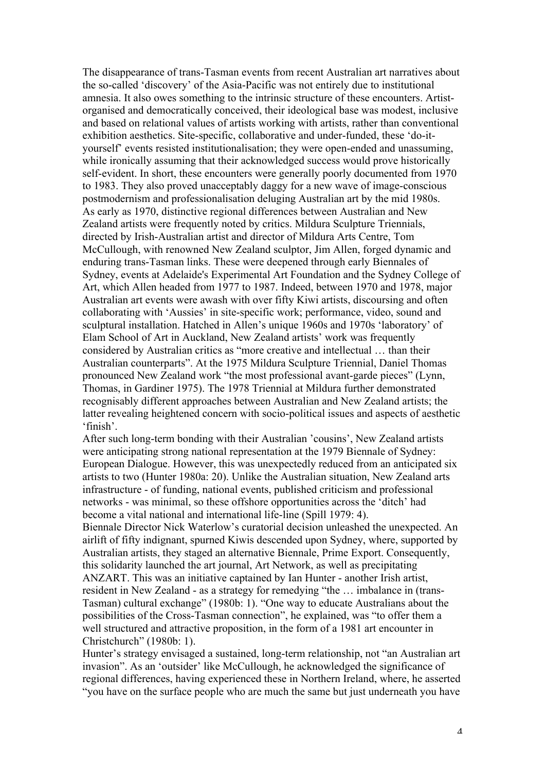The disappearance of trans-Tasman events from recent Australian art narratives about the so-called 'discovery' of the Asia-Pacific was not entirely due to institutional amnesia. It also owes something to the intrinsic structure of these encounters. Artist-organised and democratically conceived, their ideological base was modest, inclusive and based on relational values of artists working with artists, rather than conventional exhibition aesthetics. Site-specific, collaborative and under-funded, these 'do-it-yourself' events resisted institutionalisation; they were open-ended and unassuming, while ironically assuming that their acknowledged success would prove historically self-evident. In short, these encounters were generally poorly documented from 1970 to 1983. They also proved unacceptably daggy for a new wave of image-conscious postmodernism and professionalisation deluging Australian art by the mid 1980s.

As early as 1970, distinctive regional differences between Australian and New Zealand artists were frequently noted by critics. Mildura Sculpture Triennials, directed by Irish-Australian artist and director of Mildura Arts Centre, Tom McCullough, with renowned New Zealand sculptor, Jim Allen, forged dynamic and enduring trans-Tasman links. These were deepened through early Biennales of Sydney, events at Adelaide's Experimental Art Foundation and the Sydney College of Art, which Allen headed from 1977 to 1987. Indeed, between 1970 and 1978, major Australian art events were awash with over fifty Kiwi artists, discoursing and often collaborating with 'Aussies' in site-specific work; performance, video, sound and sculptural installation. Hatched in Allen's unique 1960s and 1970s 'laboratory' of Elam School of Art in Auckland, New Zealand artists' work was frequently considered by Australian critics as "more creative and intellectual … than their Australian counterparts". At the 1975 Mildura Sculpture Triennial, Daniel Thomas pronounced New Zealand work "the most professional avant-garde pieces" (Lynn, Thomas, in Gardiner 1975). The 1978 Triennial at Mildura further demonstrated recognisably different approaches between Australian and New Zealand artists; the latter revealing heightened concern with socio-political issues and aspects of aesthetic 'finish'.

After such long-term bonding with their Australian 'cousins', New Zealand artists were anticipating strong national representation at the 1979 Biennale of Sydney: European Dialogue. However, this was unexpectedly reduced from an anticipated six artists to two (Hunter 1980a: 20). Unlike the Australian situation, New Zealand arts infrastructure - of funding, national events, published criticism and professional networks - was minimal, so these offshore opportunities across the 'ditch' had become a vital national and international life-line (Spill 1979: 4).

Biennale Director Nick Waterlow's curatorial decision unleashed the unexpected. An airlift of fifty indignant, spurned Kiwis descended upon Sydney, where, supported by Australian artists, they staged an alternative Biennale, Prime Export. Consequently, this solidarity launched the art journal, Art Network, as well as precipitating ANZART. This was an initiative captained by Ian Hunter - another Irish artist, resident in New Zealand - as a strategy for remedying "the … imbalance in (trans-Tasman) cultural exchange" (1980b: 1). "One way to educate Australians about the possibilities of the Cross-Tasman connection", he explained, was "to offer them a well structured and attractive proposition, in the form of a 1981 art encounter in Christchurch" (1980b: 1).

Hunter's strategy envisaged a sustained, long-term relationship, not "an Australian art invasion". As an 'outsider' like McCullough, he acknowledged the significance of regional differences, having experienced these in Northern Ireland, where, he asserted "you have on the surface people who are much the same but just underneath you have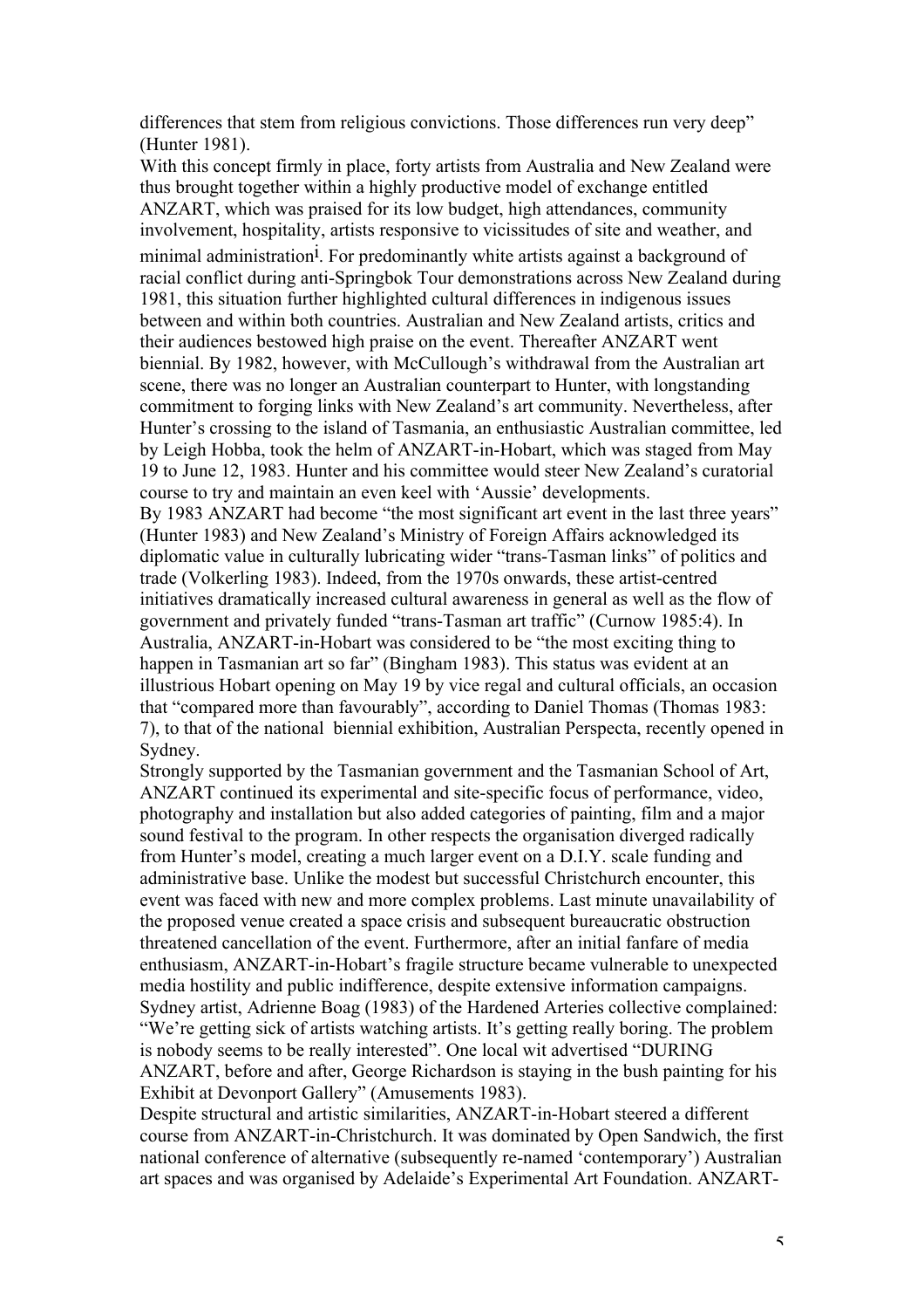differences that stem from religious convictions. Those differences run very deep" (Hunter 1981).

With this concept firmly in place, forty artists from Australia and New Zealand were thus brought together within a highly productive model of exchange entitled ANZART, which was praised for its low budget, high attendances, community involvement, hospitality, artists responsive to vicissitudes of site and weather, and minimal administration[i]. For predominantly white artists against a background of racial conflict during anti-Springbok Tour demonstrations across New Zealand during 1981, this situation further highlighted cultural differences in indigenous issues between and within both countries. Australian and New Zealand artists, critics and their audiences bestowed high praise on the event. Thereafter ANZART went biennial. By 1982, however, with McCullough's withdrawal from the Australian art scene, there was no longer an Australian counterpart to Hunter, with longstanding commitment to forging links with New Zealand's art community. Nevertheless, after Hunter's crossing to the island of Tasmania, an enthusiastic Australian committee, led by Leigh Hobba, took the helm of ANZART-in-Hobart, which was staged from May 19 to June 12, 1983. Hunter and his committee would steer New Zealand's curatorial course to try and maintain an even keel with 'Aussie' developments.

By 1983 ANZART had become "the most significant art event in the last three years" (Hunter 1983) and New Zealand's Ministry of Foreign Affairs acknowledged its diplomatic value in culturally lubricating wider "trans-Tasman links" of politics and trade (Volkerling 1983). Indeed, from the 1970s onwards, these artist-centred initiatives dramatically increased cultural awareness in general as well as the flow of government and privately funded "trans-Tasman art traffic" (Curnow 1985:4). In Australia, ANZART-in-Hobart was considered to be "the most exciting thing to happen in Tasmanian art so far" (Bingham 1983). This status was evident at an illustrious Hobart opening on May 19 by vice regal and cultural officials, an occasion that "compared more than favourably", according to Daniel Thomas (Thomas 1983: 7), to that of the national biennial exhibition, Australian Perspecta, recently opened in Sydney.

Strongly supported by the Tasmanian government and the Tasmanian School of Art, ANZART continued its experimental and site-specific focus of performance, video, photography and installation but also added categories of painting, film and a major sound festival to the program. In other respects the organisation diverged radically from Hunter's model, creating a much larger event on a D.I.Y. scale funding and administrative base. Unlike the modest but successful Christchurch encounter, this event was faced with new and more complex problems. Last minute unavailability of the proposed venue created a space crisis and subsequent bureaucratic obstruction threatened cancellation of the event. Furthermore, after an initial fanfare of media enthusiasm, ANZART-in-Hobart's fragile structure became vulnerable to unexpected media hostility and public indifference, despite extensive information campaigns. Sydney artist, Adrienne Boag (1983) of the Hardened Arteries collective complained: "We're getting sick of artists watching artists. It's getting really boring. The problem is nobody seems to be really interested". One local wit advertised "DURING ANZART, before and after, George Richardson is staying in the bush painting for his Exhibit at Devonport Gallery" (Amusements 1983).

Despite structural and artistic similarities, ANZART-in-Hobart steered a different course from ANZART-in-Christchurch. It was dominated by Open Sandwich, the first national conference of alternative (subsequently re-named 'contemporary') Australian art spaces and was organised by Adelaide's Experimental Art Foundation. ANZART-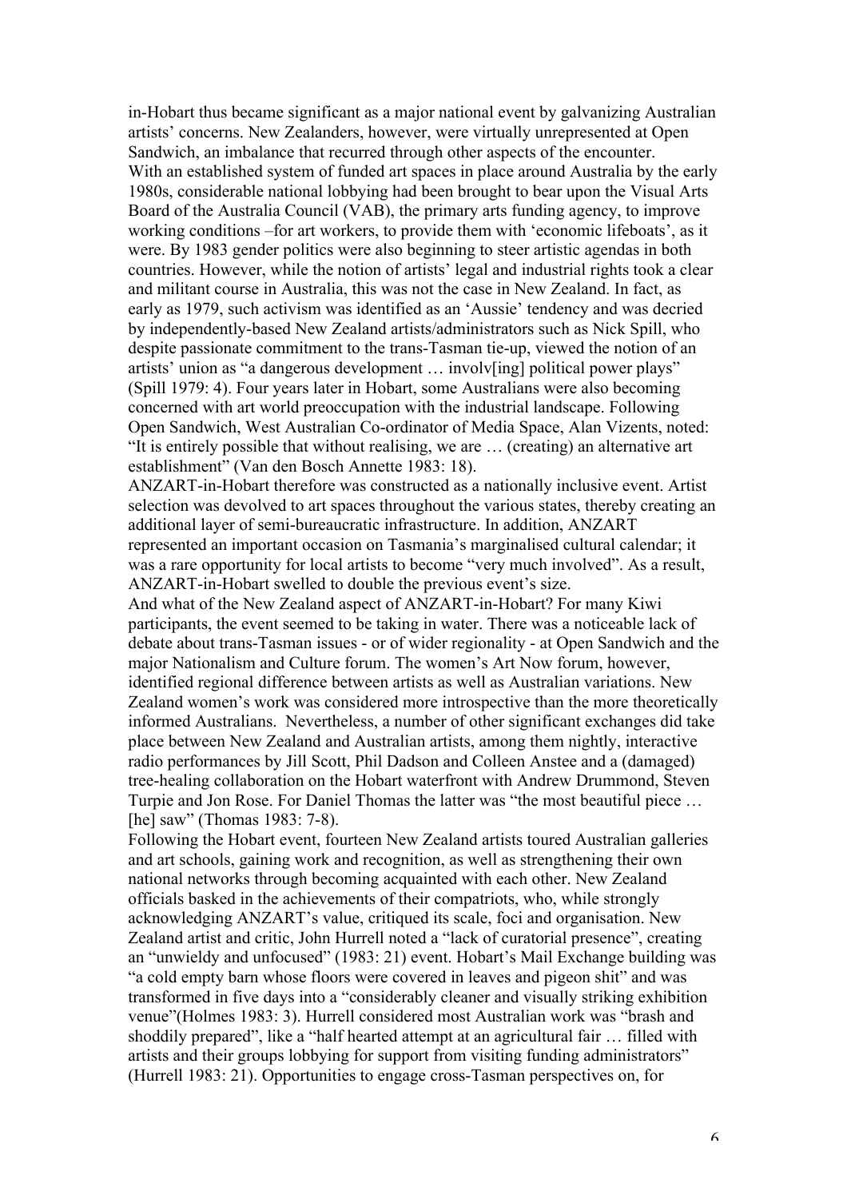in-Hobart thus became significant as a major national event by galvanizing Australian artists' concerns. New Zealanders, however, were virtually unrepresented at Open Sandwich, an imbalance that recurred through other aspects of the encounter.

With an established system of funded art spaces in place around Australia by the early 1980s, considerable national lobbying had been brought to bear upon the Visual Arts Board of the Australia Council (VAB), the primary arts funding agency, to improve working conditions –for art workers, to provide them with 'economic lifeboats', as it were. By 1983 gender politics were also beginning to steer artistic agendas in both countries. However, while the notion of artists' legal and industrial rights took a clear and militant course in Australia, this was not the case in New Zealand. In fact, as early as 1979, such activism was identified as an 'Aussie' tendency and was decried by independently-based New Zealand artists/administrators such as Nick Spill, who despite passionate commitment to the trans-Tasman tie-up, viewed the notion of an artists' union as "a dangerous development … involv[ing] political power plays" (Spill 1979: 4). Four years later in Hobart, some Australians were also becoming concerned with art world preoccupation with the industrial landscape. Following Open Sandwich, West Australian Co-ordinator of Media Space, Alan Vizents, noted: "It is entirely possible that without realising, we are … (creating) an alternative art establishment" (Van den Bosch Annette 1983: 18).

ANZART-in-Hobart therefore was constructed as a nationally inclusive event. Artist selection was devolved to art spaces throughout the various states, thereby creating an additional layer of semi-bureaucratic infrastructure. In addition, ANZART represented an important occasion on Tasmania's marginalised cultural calendar; it was a rare opportunity for local artists to become "very much involved". As a result, ANZART-in-Hobart swelled to double the previous event's size.

And what of the New Zealand aspect of ANZART-in-Hobart? For many Kiwi participants, the event seemed to be taking in water. There was a noticeable lack of debate about trans-Tasman issues - or of wider regionality - at Open Sandwich and the major Nationalism and Culture forum. The women's Art Now forum, however, identified regional difference between artists as well as Australian variations. New Zealand women's work was considered more introspective than the more theoretically informed Australians. Nevertheless, a number of other significant exchanges did take place between New Zealand and Australian artists, among them nightly, interactive radio performances by Jill Scott, Phil Dadson and Colleen Anstee and a (damaged) tree-healing collaboration on the Hobart waterfront with Andrew Drummond, Steven Turpie and Jon Rose. For Daniel Thomas the latter was "the most beautiful piece … [he] saw" (Thomas 1983: 7-8).

Following the Hobart event, fourteen New Zealand artists toured Australian galleries and art schools, gaining work and recognition, as well as strengthening their own national networks through becoming acquainted with each other. New Zealand officials basked in the achievements of their compatriots, who, while strongly acknowledging ANZART's value, critiqued its scale, foci and organisation. New Zealand artist and critic, John Hurrell noted a "lack of curatorial presence", creating an "unwieldy and unfocused" (1983: 21) event. Hobart's Mail Exchange building was "a cold empty barn whose floors were covered in leaves and pigeon shit" and was transformed in five days into a "considerably cleaner and visually striking exhibition venue"(Holmes 1983: 3). Hurrell considered most Australian work was "brash and shoddily prepared", like a "half hearted attempt at an agricultural fair … filled with artists and their groups lobbying for support from visiting funding administrators" (Hurrell 1983: 21). Opportunities to engage cross-Tasman perspectives on, for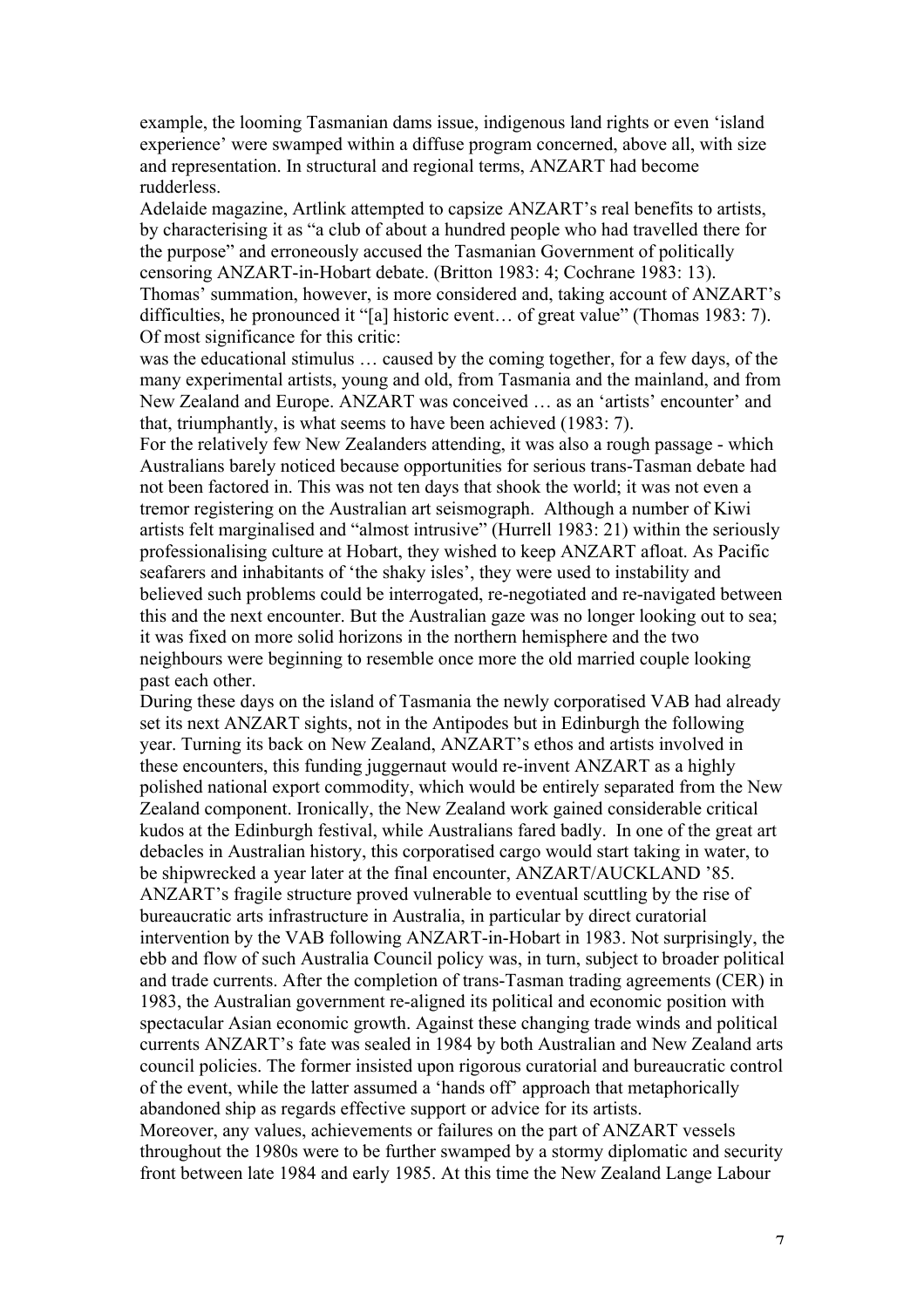example, the looming Tasmanian dams issue, indigenous land rights or even 'island experience' were swamped within a diffuse program concerned, above all, with size and representation. In structural and regional terms, ANZART had become rudderless.

Adelaide magazine, Artlink attempted to capsize ANZART's real benefits to artists, by characterising it as "a club of about a hundred people who had travelled there for the purpose" and erroneously accused the Tasmanian Government of politically censoring ANZART-in-Hobart debate. (Britton 1983: 4; Cochrane 1983: 13). Thomas' summation, however, is more considered and, taking account of ANZART's difficulties, he pronounced it "[a] historic event… of great value" (Thomas 1983: 7). Of most significance for this critic:

was the educational stimulus … caused by the coming together, for a few days, of the many experimental artists, young and old, from Tasmania and the mainland, and from New Zealand and Europe. ANZART was conceived … as an 'artists' encounter' and that, triumphantly, is what seems to have been achieved (1983: 7).

For the relatively few New Zealanders attending, it was also a rough passage - which Australians barely noticed because opportunities for serious trans-Tasman debate had not been factored in. This was not ten days that shook the world; it was not even a tremor registering on the Australian art seismograph. Although a number of Kiwi artists felt marginalised and "almost intrusive" (Hurrell 1983: 21) within the seriously professionalising culture at Hobart, they wished to keep ANZART afloat. As Pacific seafarers and inhabitants of 'the shaky isles', they were used to instability and believed such problems could be interrogated, re-negotiated and re-navigated between this and the next encounter. But the Australian gaze was no longer looking out to sea; it was fixed on more solid horizons in the northern hemisphere and the two neighbours were beginning to resemble once more the old married couple looking past each other.

During these days on the island of Tasmania the newly corporatised VAB had already set its next ANZART sights, not in the Antipodes but in Edinburgh the following year. Turning its back on New Zealand, ANZART's ethos and artists involved in these encounters, this funding juggernaut would re-invent ANZART as a highly polished national export commodity, which would be entirely separated from the New Zealand component. Ironically, the New Zealand work gained considerable critical kudos at the Edinburgh festival, while Australians fared badly. In one of the great art debacles in Australian history, this corporatised cargo would start taking in water, to be shipwrecked a year later at the final encounter, ANZART/AUCKLAND '85.

ANZART's fragile structure proved vulnerable to eventual scuttling by the rise of bureaucratic arts infrastructure in Australia, in particular by direct curatorial intervention by the VAB following ANZART-in-Hobart in 1983. Not surprisingly, the ebb and flow of such Australia Council policy was, in turn, subject to broader political and trade currents. After the completion of trans-Tasman trading agreements (CER) in 1983, the Australian government re-aligned its political and economic position with spectacular Asian economic growth. Against these changing trade winds and political currents ANZART's fate was sealed in 1984 by both Australian and New Zealand arts council policies. The former insisted upon rigorous curatorial and bureaucratic control of the event, while the latter assumed a 'hands off' approach that metaphorically abandoned ship as regards effective support or advice for its artists.

Moreover, any values, achievements or failures on the part of ANZART vessels throughout the 1980s were to be further swamped by a stormy diplomatic and security front between late 1984 and early 1985. At this time the New Zealand Lange Labour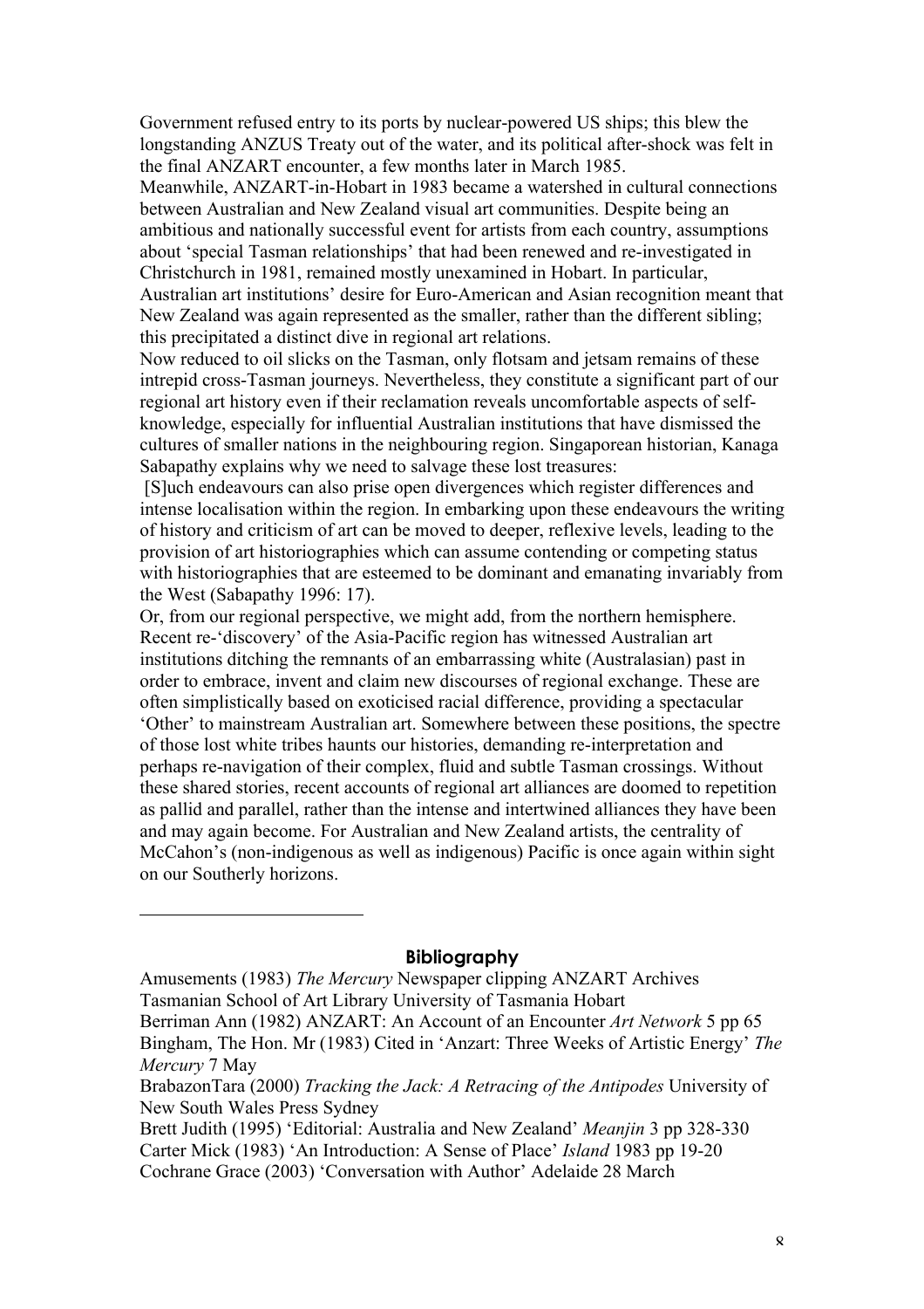Government refused entry to its ports by nuclear-powered US ships; this blew the longstanding ANZUS Treaty out of the water, and its political after-shock was felt in the final ANZART encounter, a few months later in March 1985.

Meanwhile, ANZART-in-Hobart in 1983 became a watershed in cultural connections between Australian and New Zealand visual art communities. Despite being an ambitious and nationally successful event for artists from each country, assumptions about 'special Tasman relationships' that had been renewed and re-investigated in Christchurch in 1981, remained mostly unexamined in Hobart. In particular, Australian art institutions' desire for Euro-American and Asian recognition meant that New Zealand was again represented as the smaller, rather than the different sibling; this precipitated a distinct dive in regional art relations.

Now reduced to oil slicks on the Tasman, only flotsam and jetsam remains of these intrepid cross-Tasman journeys. Nevertheless, they constitute a significant part of our regional art history even if their reclamation reveals uncomfortable aspects of self-knowledge, especially for influential Australian institutions that have dismissed the cultures of smaller nations in the neighbouring region. Singaporean historian, Kanaga Sabapathy explains why we need to salvage these lost treasures:

> [S]uch endeavours can also prise open divergences which register differences and intense localisation within the region. In embarking upon these endeavours the writing of history and criticism of art can be moved to deeper, reflexive levels, leading to the provision of art historiographies which can assume contending or competing status with historiographies that are esteemed to be dominant and emanating invariably from the West (Sabapathy 1996: 17).

Or, from our regional perspective, we might add, from the northern hemisphere. Recent re-'discovery' of the Asia-Pacific region has witnessed Australian art institutions ditching the remnants of an embarrassing white (Australasian) past in order to embrace, invent and claim new discourses of regional exchange. These are often simplistically based on exoticised racial difference, providing a spectacular 'Other' to mainstream Australian art. Somewhere between these positions, the spectre of those lost white tribes haunts our histories, demanding re-interpretation and perhaps re-navigation of their complex, fluid and subtle Tasman crossings. Without these shared stories, recent accounts of regional art alliances are doomed to repetition as pallid and parallel, rather than the intense and intertwined alliances they have been and may again become. For Australian and New Zealand artists, the centrality of McCahon's (non-indigenous as well as indigenous) Pacific is once again within sight on our Southerly horizons.

---

## Bibliography

Amusements (1983) *The Mercury* Newspaper clipping ANZART Archives Tasmanian School of Art Library University of Tasmania Hobart

Berriman Ann (1982) ANZART: An Account of an Encounter *Art Network* 5 pp 65

Bingham, The Hon. Mr (1983) Cited in 'Anzart: Three Weeks of Artistic Energy' *The Mercury* 7 May

BrabazonTara (2000) *Tracking the Jack: A Retracing of the Antipodes* University of New South Wales Press Sydney

Brett Judith (1995) 'Editorial: Australia and New Zealand' *Meanjin* 3 pp 328-330

Carter Mick (1983) 'An Introduction: A Sense of Place' *Island* 1983 pp 19-20

Cochrane Grace (2003) 'Conversation with Author' Adelaide 28 March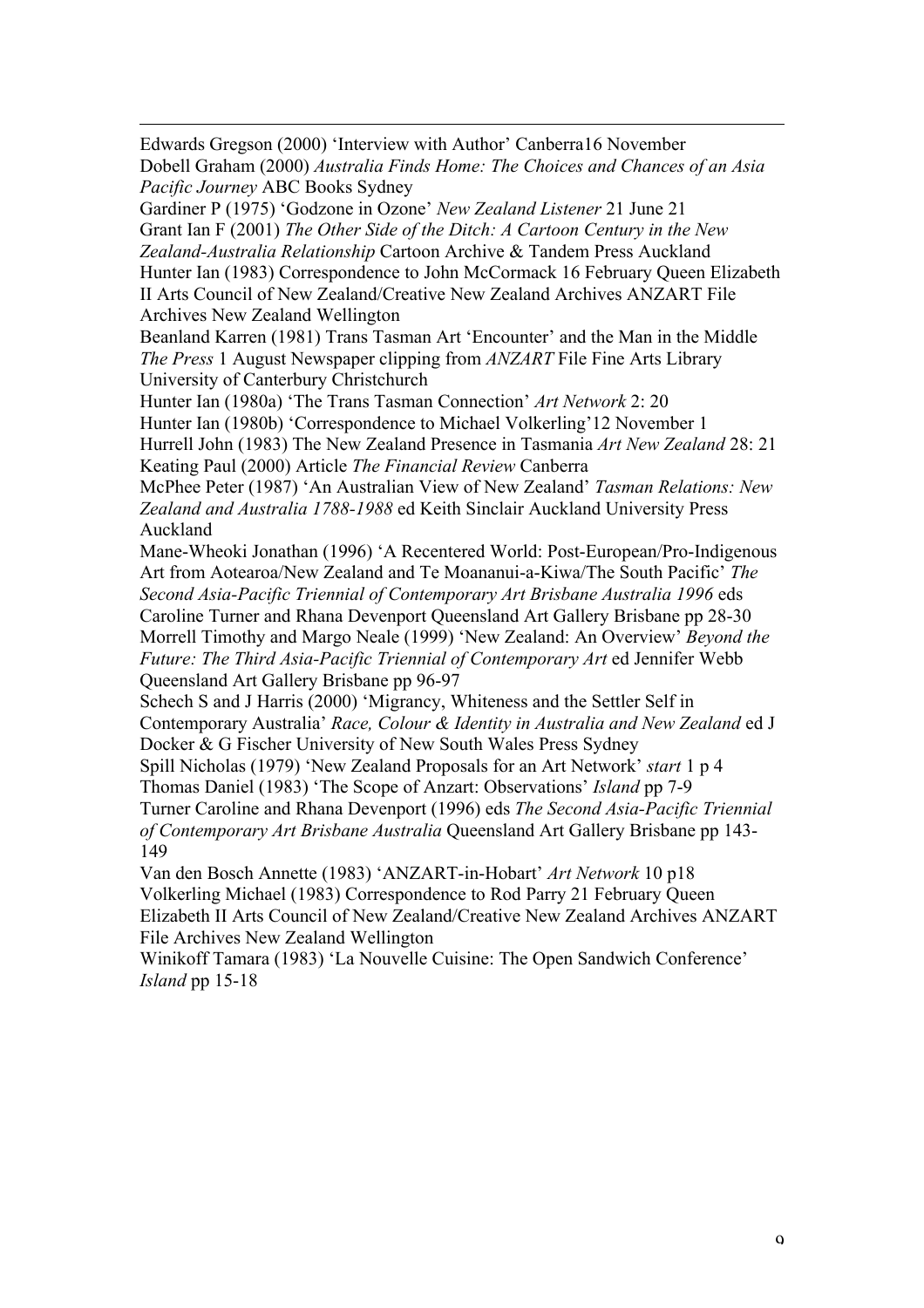Edwards Gregson (2000) 'Interview with Author' Canberra16 November

Dobell Graham (2000) *Australia Finds Home: The Choices and Chances of an Asia Pacific Journey* ABC Books Sydney

Gardiner P (1975) 'Godzone in Ozone' *New Zealand Listener* 21 June 21

Grant Ian F (2001) *The Other Side of the Ditch: A Cartoon Century in the New Zealand-Australia Relationship* Cartoon Archive & Tandem Press Auckland

Hunter Ian (1983) Correspondence to John McCormack 16 February Queen Elizabeth II Arts Council of New Zealand/Creative New Zealand Archives ANZART File Archives New Zealand Wellington

Beanland Karren (1981) Trans Tasman Art 'Encounter' and the Man in the Middle *The Press* 1 August Newspaper clipping from *ANZART* File Fine Arts Library University of Canterbury Christchurch

Hunter Ian (1980a) 'The Trans Tasman Connection' *Art Network* 2: 20

Hunter Ian (1980b) 'Correspondence to Michael Volkerling'12 November 1

Hurrell John (1983) The New Zealand Presence in Tasmania *Art New Zealand* 28: 21

Keating Paul (2000) Article *The Financial Review* Canberra

McPhee Peter (1987) 'An Australian View of New Zealand' *Tasman Relations: New Zealand and Australia 1788-1988* ed Keith Sinclair Auckland University Press Auckland

Mane-Wheoki Jonathan (1996) 'A Recentered World: Post-European/Pro-Indigenous Art from Aotearoa/New Zealand and Te Moananui-a-Kiwa/The South Pacific' *The Second Asia-Pacific Triennial of Contemporary Art Brisbane Australia 1996* eds Caroline Turner and Rhana Devenport Queensland Art Gallery Brisbane pp 28-30

Morrell Timothy and Margo Neale (1999) 'New Zealand: An Overview' *Beyond the Future: The Third Asia-Pacific Triennial of Contemporary Art* ed Jennifer Webb Queensland Art Gallery Brisbane pp 96-97

Schech S and J Harris (2000) 'Migrancy, Whiteness and the Settler Self in Contemporary Australia' *Race, Colour & Identity in Australia and New Zealand* ed J Docker & G Fischer University of New South Wales Press Sydney

Spill Nicholas (1979) 'New Zealand Proposals for an Art Network' *start* 1 p 4

Thomas Daniel (1983) 'The Scope of Anzart: Observations' *Island* pp 7-9

Turner Caroline and Rhana Devenport (1996) eds *The Second Asia-Pacific Triennial of Contemporary Art Brisbane Australia* Queensland Art Gallery Brisbane pp 143-149

Van den Bosch Annette (1983) 'ANZART-in-Hobart' *Art Network* 10 p18

Volkerling Michael (1983) Correspondence to Rod Parry 21 February Queen Elizabeth II Arts Council of New Zealand/Creative New Zealand Archives ANZART File Archives New Zealand Wellington

Winikoff Tamara (1983) 'La Nouvelle Cuisine: The Open Sandwich Conference' *Island* pp 15-18